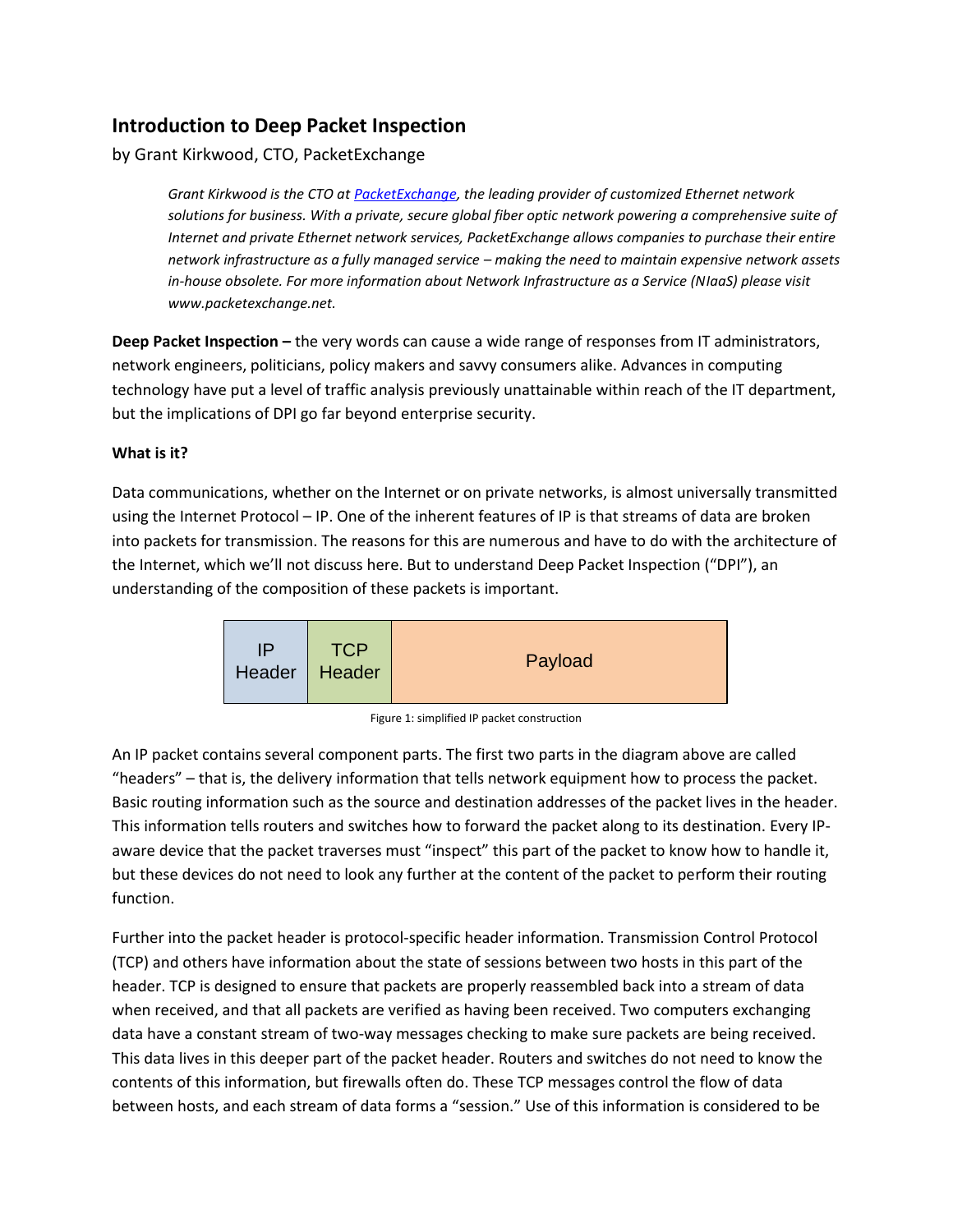# Introduction to Deep Packet Inspection

by Grant Kirkwood, CTO, PacketExchange

> *Grant Kirkwood is the CTO at [PacketExchange](), the leading provider of customized Ethernet network solutions for business. With a private, secure global fiber optic network powering a comprehensive suite of Internet and private Ethernet network services, PacketExchange allows companies to purchase their entire network infrastructure as a fully managed service – making the need to maintain expensive network assets in-house obsolete. For more information about Network Infrastructure as a Service (NIaaS) please visit www.packetexchange.net.*

**Deep Packet Inspection –** the very words can cause a wide range of responses from IT administrators, network engineers, politicians, policy makers and savvy consumers alike. Advances in computing technology have put a level of traffic analysis previously unattainable within reach of the IT department, but the implications of DPI go far beyond enterprise security.

**What is it?**

Data communications, whether on the Internet or on private networks, is almost universally transmitted using the Internet Protocol – IP. One of the inherent features of IP is that streams of data are broken into packets for transmission. The reasons for this are numerous and have to do with the architecture of the Internet, which we'll not discuss here. But to understand Deep Packet Inspection ("DPI"), an understanding of the composition of these packets is important.

| IP Header | TCP Header | Payload |
|---|---|---|

Figure 1: simplified IP packet construction

An IP packet contains several component parts. The first two parts in the diagram above are called "headers" – that is, the delivery information that tells network equipment how to process the packet. Basic routing information such as the source and destination addresses of the packet lives in the header. This information tells routers and switches how to forward the packet along to its destination. Every IP-aware device that the packet traverses must "inspect" this part of the packet to know how to handle it, but these devices do not need to look any further at the content of the packet to perform their routing function.

Further into the packet header is protocol-specific header information. Transmission Control Protocol (TCP) and others have information about the state of sessions between two hosts in this part of the header. TCP is designed to ensure that packets are properly reassembled back into a stream of data when received, and that all packets are verified as having been received. Two computers exchanging data have a constant stream of two-way messages checking to make sure packets are being received. This data lives in this deeper part of the packet header. Routers and switches do not need to know the contents of this information, but firewalls often do. These TCP messages control the flow of data between hosts, and each stream of data forms a "session." Use of this information is considered to be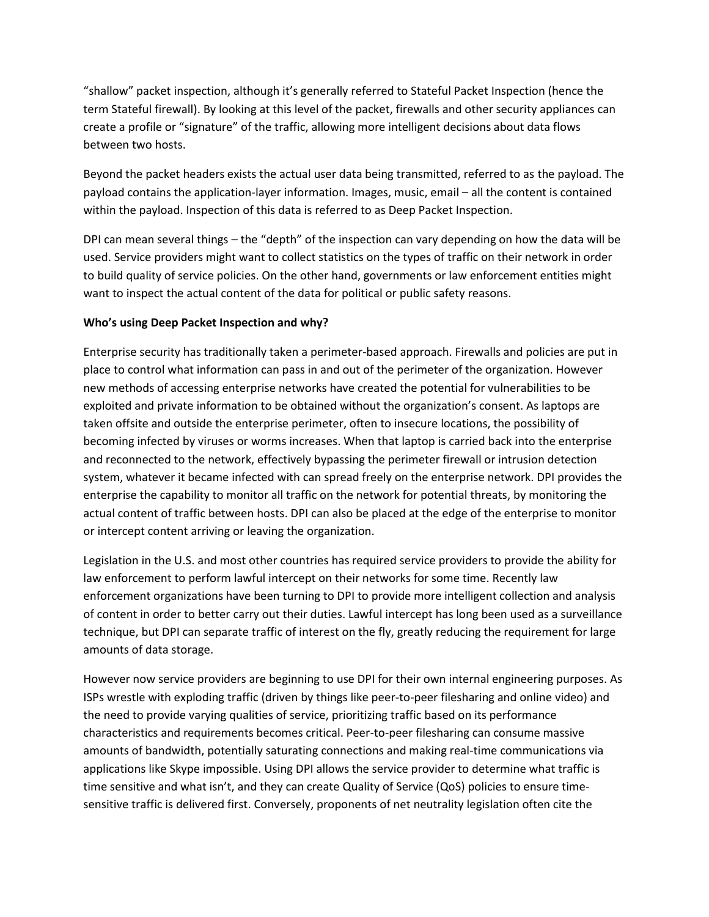"shallow" packet inspection, although it's generally referred to Stateful Packet Inspection (hence the term Stateful firewall). By looking at this level of the packet, firewalls and other security appliances can create a profile or "signature" of the traffic, allowing more intelligent decisions about data flows between two hosts.

Beyond the packet headers exists the actual user data being transmitted, referred to as the payload. The payload contains the application-layer information. Images, music, email – all the content is contained within the payload. Inspection of this data is referred to as Deep Packet Inspection.

DPI can mean several things – the "depth" of the inspection can vary depending on how the data will be used. Service providers might want to collect statistics on the types of traffic on their network in order to build quality of service policies. On the other hand, governments or law enforcement entities might want to inspect the actual content of the data for political or public safety reasons.

**Who's using Deep Packet Inspection and why?**

Enterprise security has traditionally taken a perimeter-based approach. Firewalls and policies are put in place to control what information can pass in and out of the perimeter of the organization. However new methods of accessing enterprise networks have created the potential for vulnerabilities to be exploited and private information to be obtained without the organization's consent. As laptops are taken offsite and outside the enterprise perimeter, often to insecure locations, the possibility of becoming infected by viruses or worms increases. When that laptop is carried back into the enterprise and reconnected to the network, effectively bypassing the perimeter firewall or intrusion detection system, whatever it became infected with can spread freely on the enterprise network. DPI provides the enterprise the capability to monitor all traffic on the network for potential threats, by monitoring the actual content of traffic between hosts. DPI can also be placed at the edge of the enterprise to monitor or intercept content arriving or leaving the organization.

Legislation in the U.S. and most other countries has required service providers to provide the ability for law enforcement to perform lawful intercept on their networks for some time. Recently law enforcement organizations have been turning to DPI to provide more intelligent collection and analysis of content in order to better carry out their duties. Lawful intercept has long been used as a surveillance technique, but DPI can separate traffic of interest on the fly, greatly reducing the requirement for large amounts of data storage.

However now service providers are beginning to use DPI for their own internal engineering purposes. As ISPs wrestle with exploding traffic (driven by things like peer-to-peer filesharing and online video) and the need to provide varying qualities of service, prioritizing traffic based on its performance characteristics and requirements becomes critical. Peer-to-peer filesharing can consume massive amounts of bandwidth, potentially saturating connections and making real-time communications via applications like Skype impossible. Using DPI allows the service provider to determine what traffic is time sensitive and what isn't, and they can create Quality of Service (QoS) policies to ensure time-sensitive traffic is delivered first. Conversely, proponents of net neutrality legislation often cite the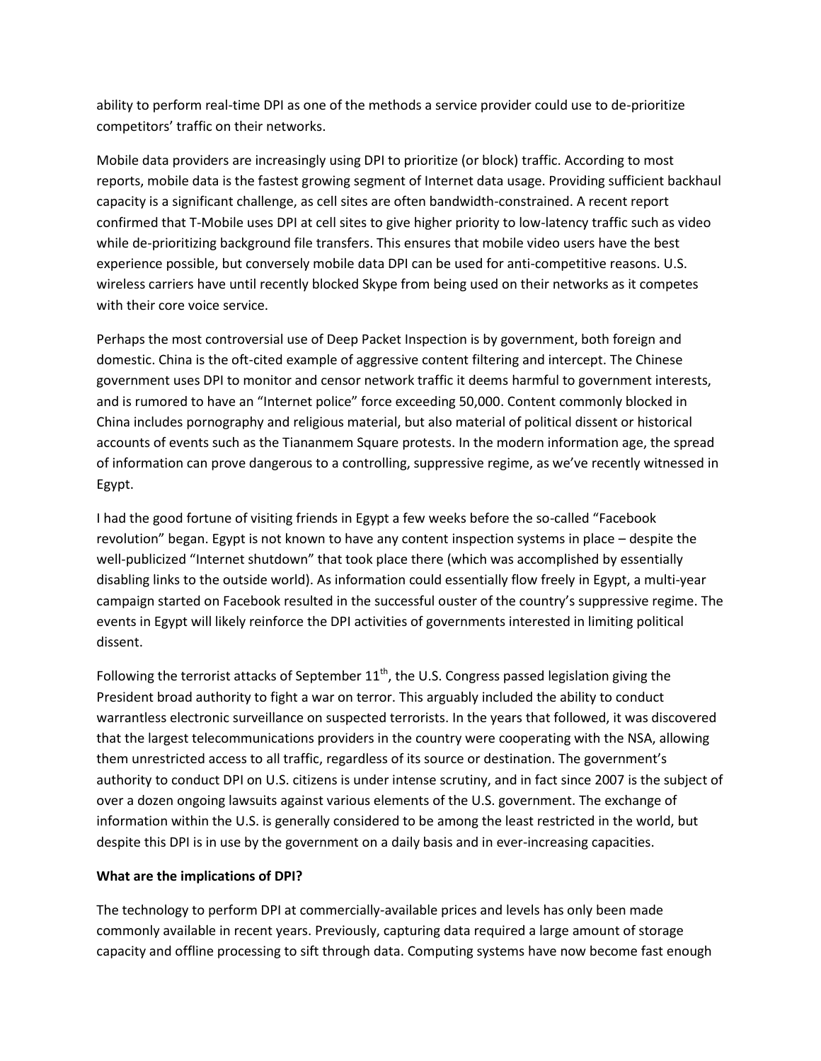ability to perform real-time DPI as one of the methods a service provider could use to de-prioritize competitors' traffic on their networks.

Mobile data providers are increasingly using DPI to prioritize (or block) traffic. According to most reports, mobile data is the fastest growing segment of Internet data usage. Providing sufficient backhaul capacity is a significant challenge, as cell sites are often bandwidth-constrained. A recent report confirmed that T-Mobile uses DPI at cell sites to give higher priority to low-latency traffic such as video while de-prioritizing background file transfers. This ensures that mobile video users have the best experience possible, but conversely mobile data DPI can be used for anti-competitive reasons. U.S. wireless carriers have until recently blocked Skype from being used on their networks as it competes with their core voice service.

Perhaps the most controversial use of Deep Packet Inspection is by government, both foreign and domestic. China is the oft-cited example of aggressive content filtering and intercept. The Chinese government uses DPI to monitor and censor network traffic it deems harmful to government interests, and is rumored to have an "Internet police" force exceeding 50,000. Content commonly blocked in China includes pornography and religious material, but also material of political dissent or historical accounts of events such as the Tiananmem Square protests. In the modern information age, the spread of information can prove dangerous to a controlling, suppressive regime, as we've recently witnessed in Egypt.

I had the good fortune of visiting friends in Egypt a few weeks before the so-called "Facebook revolution" began. Egypt is not known to have any content inspection systems in place – despite the well-publicized "Internet shutdown" that took place there (which was accomplished by essentially disabling links to the outside world). As information could essentially flow freely in Egypt, a multi-year campaign started on Facebook resulted in the successful ouster of the country's suppressive regime. The events in Egypt will likely reinforce the DPI activities of governments interested in limiting political dissent.

Following the terrorist attacks of September 11th, the U.S. Congress passed legislation giving the President broad authority to fight a war on terror. This arguably included the ability to conduct warrantless electronic surveillance on suspected terrorists. In the years that followed, it was discovered that the largest telecommunications providers in the country were cooperating with the NSA, allowing them unrestricted access to all traffic, regardless of its source or destination. The government's authority to conduct DPI on U.S. citizens is under intense scrutiny, and in fact since 2007 is the subject of over a dozen ongoing lawsuits against various elements of the U.S. government. The exchange of information within the U.S. is generally considered to be among the least restricted in the world, but despite this DPI is in use by the government on a daily basis and in ever-increasing capacities.

**What are the implications of DPI?**

The technology to perform DPI at commercially-available prices and levels has only been made commonly available in recent years. Previously, capturing data required a large amount of storage capacity and offline processing to sift through data. Computing systems have now become fast enough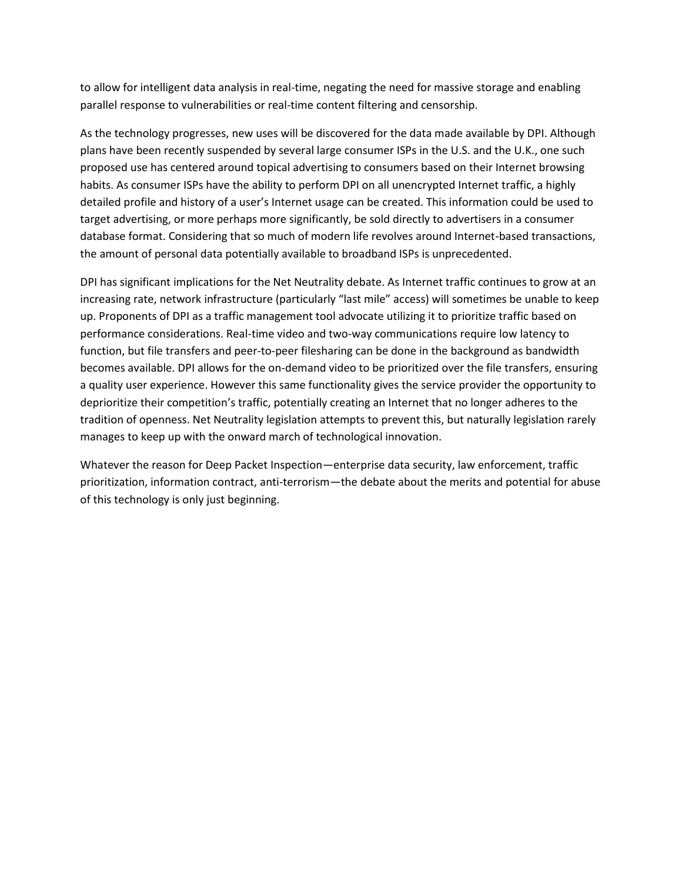to allow for intelligent data analysis in real-time, negating the need for massive storage and enabling parallel response to vulnerabilities or real-time content filtering and censorship.

As the technology progresses, new uses will be discovered for the data made available by DPI. Although plans have been recently suspended by several large consumer ISPs in the U.S. and the U.K., one such proposed use has centered around topical advertising to consumers based on their Internet browsing habits. As consumer ISPs have the ability to perform DPI on all unencrypted Internet traffic, a highly detailed profile and history of a user's Internet usage can be created. This information could be used to target advertising, or more perhaps more significantly, be sold directly to advertisers in a consumer database format. Considering that so much of modern life revolves around Internet-based transactions, the amount of personal data potentially available to broadband ISPs is unprecedented.

DPI has significant implications for the Net Neutrality debate. As Internet traffic continues to grow at an increasing rate, network infrastructure (particularly "last mile" access) will sometimes be unable to keep up. Proponents of DPI as a traffic management tool advocate utilizing it to prioritize traffic based on performance considerations. Real-time video and two-way communications require low latency to function, but file transfers and peer-to-peer filesharing can be done in the background as bandwidth becomes available. DPI allows for the on-demand video to be prioritized over the file transfers, ensuring a quality user experience. However this same functionality gives the service provider the opportunity to deprioritize their competition's traffic, potentially creating an Internet that no longer adheres to the tradition of openness. Net Neutrality legislation attempts to prevent this, but naturally legislation rarely manages to keep up with the onward march of technological innovation.

Whatever the reason for Deep Packet Inspection—enterprise data security, law enforcement, traffic prioritization, information contract, anti-terrorism—the debate about the merits and potential for abuse of this technology is only just beginning.